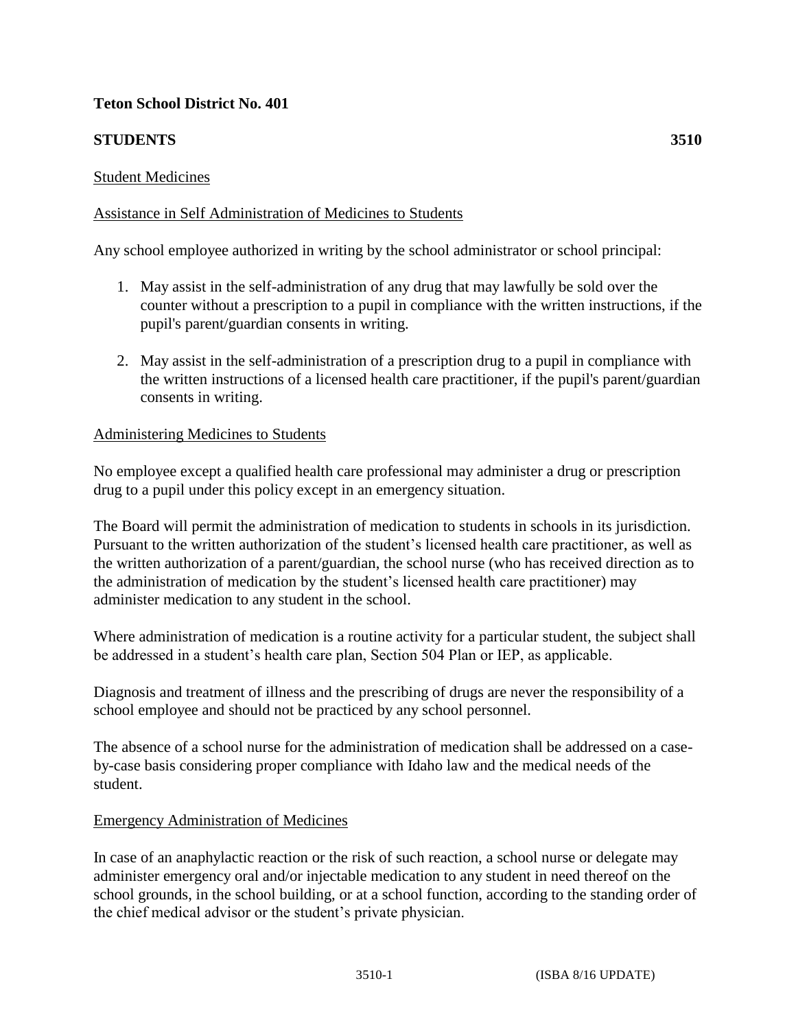**Teton School District No. 401**

**STUDENTS** **3510**

Student Medicines

Assistance in Self Administration of Medicines to Students

Any school employee authorized in writing by the school administrator or school principal:

1. May assist in the self-administration of any drug that may lawfully be sold over the counter without a prescription to a pupil in compliance with the written instructions, if the pupil's parent/guardian consents in writing.

2. May assist in the self-administration of a prescription drug to a pupil in compliance with the written instructions of a licensed health care practitioner, if the pupil's parent/guardian consents in writing.

Administering Medicines to Students

No employee except a qualified health care professional may administer a drug or prescription drug to a pupil under this policy except in an emergency situation.

The Board will permit the administration of medication to students in schools in its jurisdiction. Pursuant to the written authorization of the student's licensed health care practitioner, as well as the written authorization of a parent/guardian, the school nurse (who has received direction as to the administration of medication by the student's licensed health care practitioner) may administer medication to any student in the school.

Where administration of medication is a routine activity for a particular student, the subject shall be addressed in a student's health care plan, Section 504 Plan or IEP, as applicable.

Diagnosis and treatment of illness and the prescribing of drugs are never the responsibility of a school employee and should not be practiced by any school personnel.

The absence of a school nurse for the administration of medication shall be addressed on a case-by-case basis considering proper compliance with Idaho law and the medical needs of the student.

Emergency Administration of Medicines

In case of an anaphylactic reaction or the risk of such reaction, a school nurse or delegate may administer emergency oral and/or injectable medication to any student in need thereof on the school grounds, in the school building, or at a school function, according to the standing order of the chief medical advisor or the student's private physician.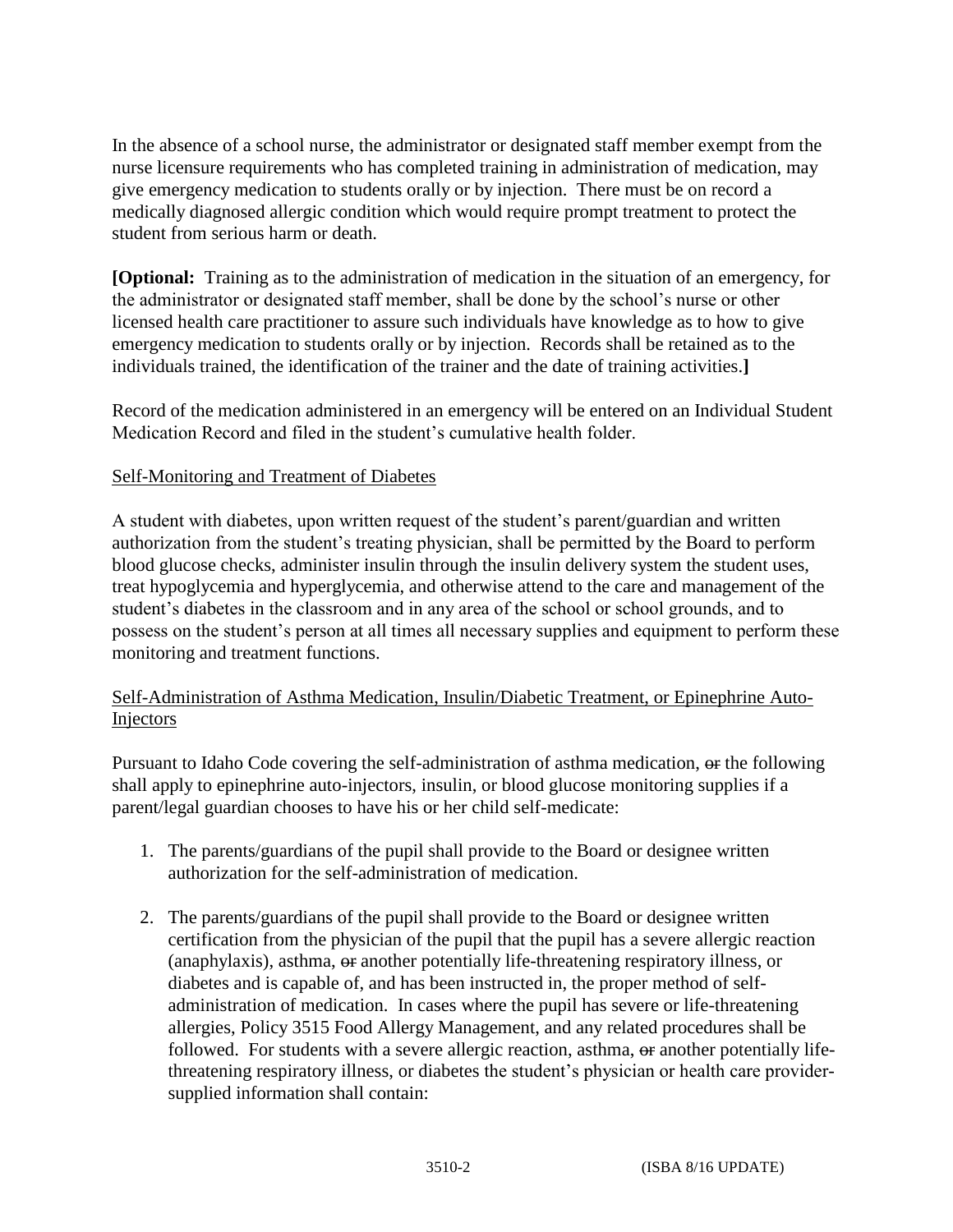In the absence of a school nurse, the administrator or designated staff member exempt from the nurse licensure requirements who has completed training in administration of medication, may give emergency medication to students orally or by injection. There must be on record a medically diagnosed allergic condition which would require prompt treatment to protect the student from serious harm or death.

**[Optional:** Training as to the administration of medication in the situation of an emergency, for the administrator or designated staff member, shall be done by the school's nurse or other licensed health care practitioner to assure such individuals have knowledge as to how to give emergency medication to students orally or by injection. Records shall be retained as to the individuals trained, the identification of the trainer and the date of training activities.**]**

Record of the medication administered in an emergency will be entered on an Individual Student Medication Record and filed in the student's cumulative health folder.

<u>Self-Monitoring and Treatment of Diabetes</u>

A student with diabetes, upon written request of the student's parent/guardian and written authorization from the student's treating physician, shall be permitted by the Board to perform blood glucose checks, administer insulin through the insulin delivery system the student uses, treat hypoglycemia and hyperglycemia, and otherwise attend to the care and management of the student's diabetes in the classroom and in any area of the school or school grounds, and to possess on the student's person at all times all necessary supplies and equipment to perform these monitoring and treatment functions.

<u>Self-Administration of Asthma Medication, Insulin/Diabetic Treatment, or Epinephrine Auto-Injectors</u>

Pursuant to Idaho Code covering the self-administration of asthma medication, ~~or~~ the following shall apply to epinephrine auto-injectors, insulin, or blood glucose monitoring supplies if a parent/legal guardian chooses to have his or her child self-medicate:

1. The parents/guardians of the pupil shall provide to the Board or designee written authorization for the self-administration of medication.

2. The parents/guardians of the pupil shall provide to the Board or designee written certification from the physician of the pupil that the pupil has a severe allergic reaction (anaphylaxis), asthma, ~~or~~ another potentially life-threatening respiratory illness, or diabetes and is capable of, and has been instructed in, the proper method of self-administration of medication. In cases where the pupil has severe or life-threatening allergies, Policy 3515 Food Allergy Management, and any related procedures shall be followed. For students with a severe allergic reaction, asthma, ~~or~~ another potentially life-threatening respiratory illness, or diabetes the student's physician or health care provider-supplied information shall contain: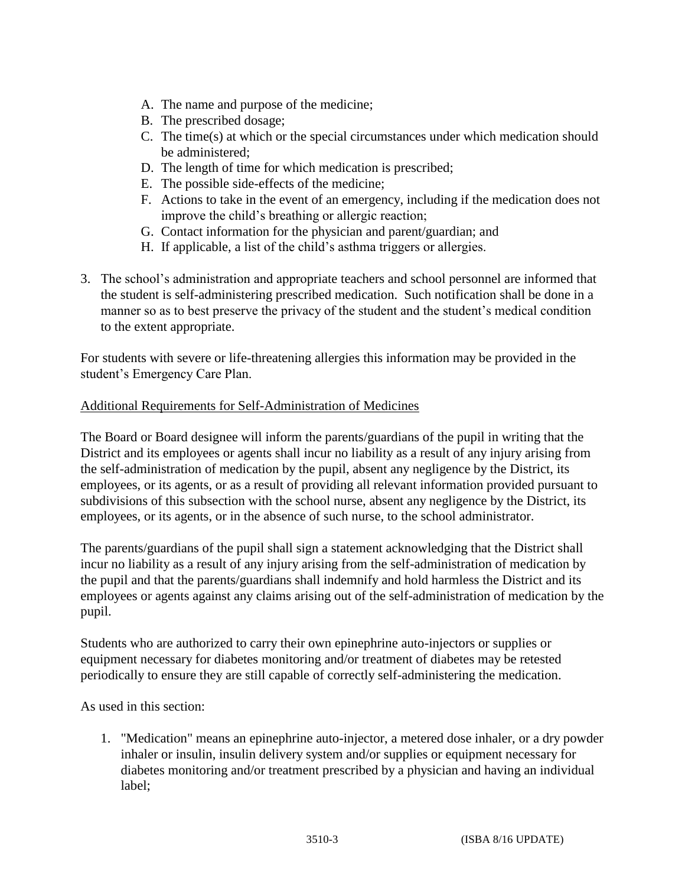A. The name and purpose of the medicine;
B. The prescribed dosage;
C. The time(s) at which or the special circumstances under which medication should be administered;
D. The length of time for which medication is prescribed;
E. The possible side-effects of the medicine;
F. Actions to take in the event of an emergency, including if the medication does not improve the child's breathing or allergic reaction;
G. Contact information for the physician and parent/guardian; and
H. If applicable, a list of the child's asthma triggers or allergies.

3. The school's administration and appropriate teachers and school personnel are informed that the student is self-administering prescribed medication. Such notification shall be done in a manner so as to best preserve the privacy of the student and the student's medical condition to the extent appropriate.

For students with severe or life-threatening allergies this information may be provided in the student's Emergency Care Plan.

Additional Requirements for Self-Administration of Medicines

The Board or Board designee will inform the parents/guardians of the pupil in writing that the District and its employees or agents shall incur no liability as a result of any injury arising from the self-administration of medication by the pupil, absent any negligence by the District, its employees, or its agents, or as a result of providing all relevant information provided pursuant to subdivisions of this subsection with the school nurse, absent any negligence by the District, its employees, or its agents, or in the absence of such nurse, to the school administrator.

The parents/guardians of the pupil shall sign a statement acknowledging that the District shall incur no liability as a result of any injury arising from the self-administration of medication by the pupil and that the parents/guardians shall indemnify and hold harmless the District and its employees or agents against any claims arising out of the self-administration of medication by the pupil.

Students who are authorized to carry their own epinephrine auto-injectors or supplies or equipment necessary for diabetes monitoring and/or treatment of diabetes may be retested periodically to ensure they are still capable of correctly self-administering the medication.

As used in this section:

1. "Medication" means an epinephrine auto-injector, a metered dose inhaler, or a dry powder inhaler or insulin, insulin delivery system and/or supplies or equipment necessary for diabetes monitoring and/or treatment prescribed by a physician and having an individual label;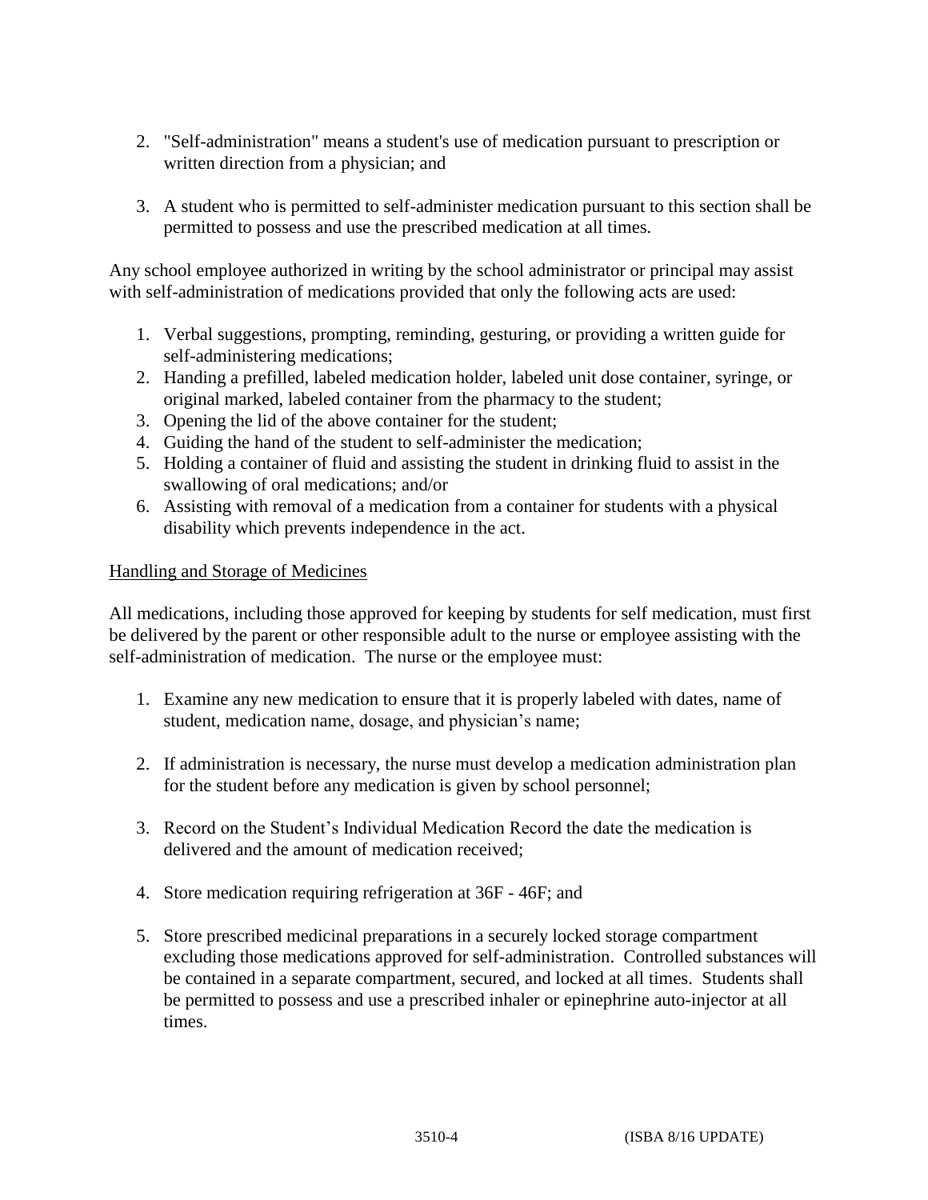2. "Self-administration" means a student's use of medication pursuant to prescription or written direction from a physician; and

3. A student who is permitted to self-administer medication pursuant to this section shall be permitted to possess and use the prescribed medication at all times.

Any school employee authorized in writing by the school administrator or principal may assist with self-administration of medications provided that only the following acts are used:

1. Verbal suggestions, prompting, reminding, gesturing, or providing a written guide for self-administering medications;
2. Handing a prefilled, labeled medication holder, labeled unit dose container, syringe, or original marked, labeled container from the pharmacy to the student;
3. Opening the lid of the above container for the student;
4. Guiding the hand of the student to self-administer the medication;
5. Holding a container of fluid and assisting the student in drinking fluid to assist in the swallowing of oral medications; and/or
6. Assisting with removal of a medication from a container for students with a physical disability which prevents independence in the act.

<u>Handling and Storage of Medicines</u>

All medications, including those approved for keeping by students for self medication, must first be delivered by the parent or other responsible adult to the nurse or employee assisting with the self-administration of medication. The nurse or the employee must:

1. Examine any new medication to ensure that it is properly labeled with dates, name of student, medication name, dosage, and physician's name;

2. If administration is necessary, the nurse must develop a medication administration plan for the student before any medication is given by school personnel;

3. Record on the Student's Individual Medication Record the date the medication is delivered and the amount of medication received;

4. Store medication requiring refrigeration at 36F - 46F; and

5. Store prescribed medicinal preparations in a securely locked storage compartment excluding those medications approved for self-administration. Controlled substances will be contained in a separate compartment, secured, and locked at all times. Students shall be permitted to possess and use a prescribed inhaler or epinephrine auto-injector at all times.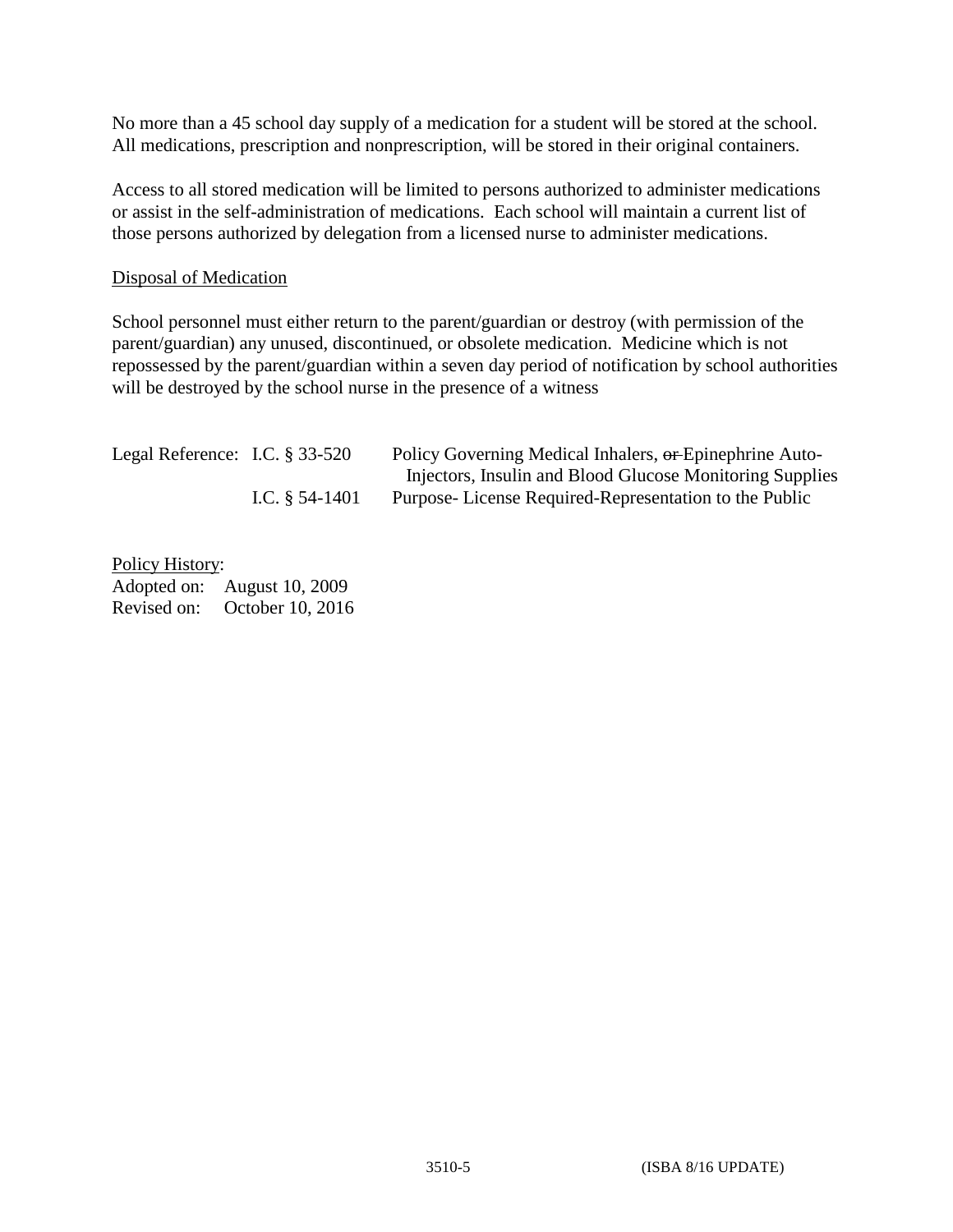No more than a 45 school day supply of a medication for a student will be stored at the school. All medications, prescription and nonprescription, will be stored in their original containers.

Access to all stored medication will be limited to persons authorized to administer medications or assist in the self-administration of medications. Each school will maintain a current list of those persons authorized by delegation from a licensed nurse to administer medications.

Disposal of Medication

School personnel must either return to the parent/guardian or destroy (with permission of the parent/guardian) any unused, discontinued, or obsolete medication. Medicine which is not repossessed by the parent/guardian within a seven day period of notification by school authorities will be destroyed by the school nurse in the presence of a witness

| | | |
|---|---|---|
| Legal Reference: | I.C. § 33-520 | Policy Governing Medical Inhalers, ~~or~~ Epinephrine Auto-Injectors, Insulin and Blood Glucose Monitoring Supplies |
| | I.C. § 54-1401 | Purpose- License Required-Representation to the Public |

Policy History:

Adopted on: August 10, 2009

Revised on: October 10, 2016